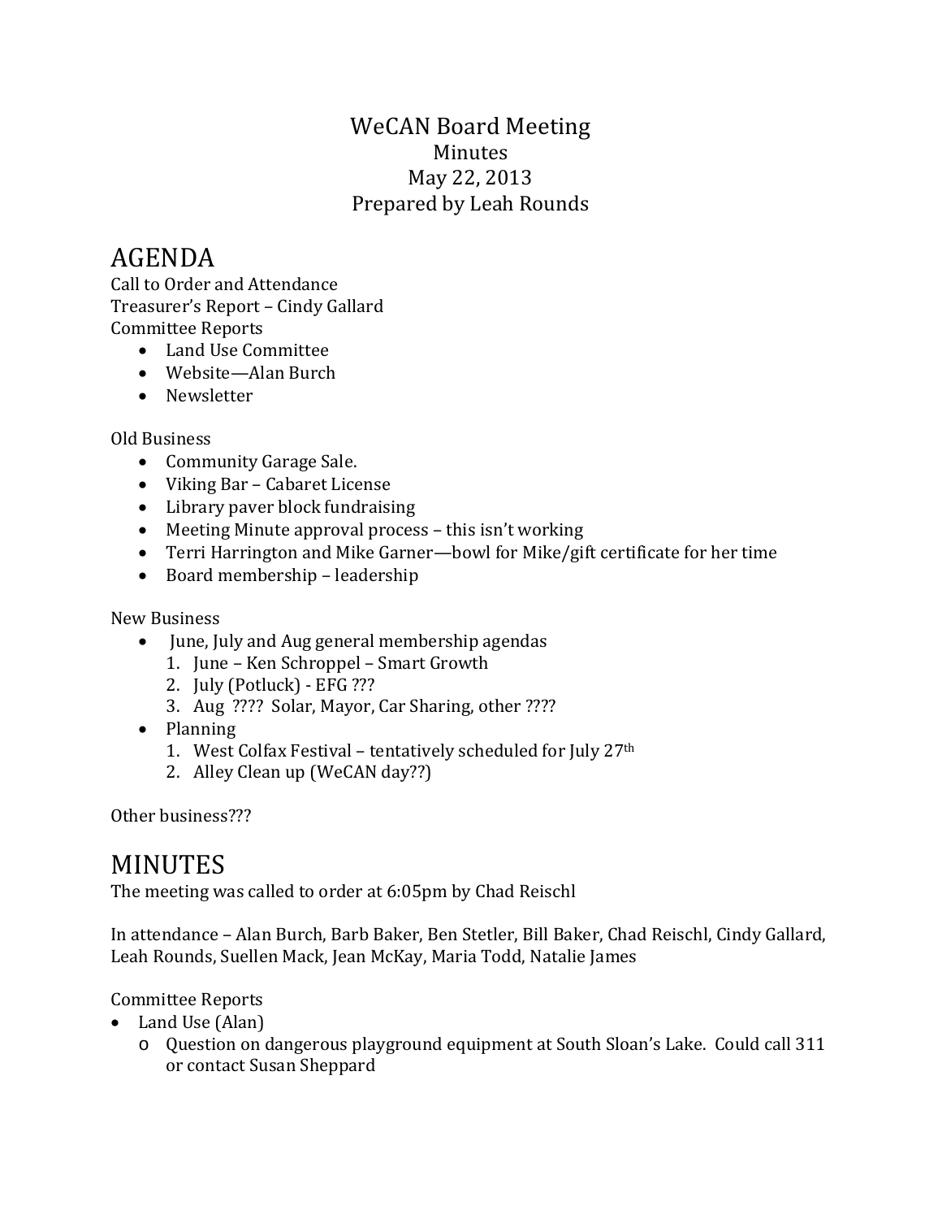# WeCAN Board Meeting

Minutes

May 22, 2013

Prepared by Leah Rounds

## AGENDA

Call to Order and Attendance

Treasurer's Report – Cindy Gallard

Committee Reports

- Land Use Committee
- Website—Alan Burch
- Newsletter

Old Business

- Community Garage Sale.
- Viking Bar – Cabaret License
- Library paver block fundraising
- Meeting Minute approval process – this isn't working
- Terri Harrington and Mike Garner—bowl for Mike/gift certificate for her time
- Board membership – leadership

New Business

- June, July and Aug general membership agendas
  1. June – Ken Schroppel – Smart Growth
  2. July (Potluck) - EFG ???
  3. Aug ???? Solar, Mayor, Car Sharing, other ????
- Planning
  1. West Colfax Festival – tentatively scheduled for July 27th
  2. Alley Clean up (WeCAN day??)

Other business???

## MINUTES

The meeting was called to order at 6:05pm by Chad Reischl

In attendance – Alan Burch, Barb Baker, Ben Stetler, Bill Baker, Chad Reischl, Cindy Gallard, Leah Rounds, Suellen Mack, Jean McKay, Maria Todd, Natalie James

Committee Reports

- Land Use (Alan)
  - Question on dangerous playground equipment at South Sloan's Lake. Could call 311 or contact Susan Sheppard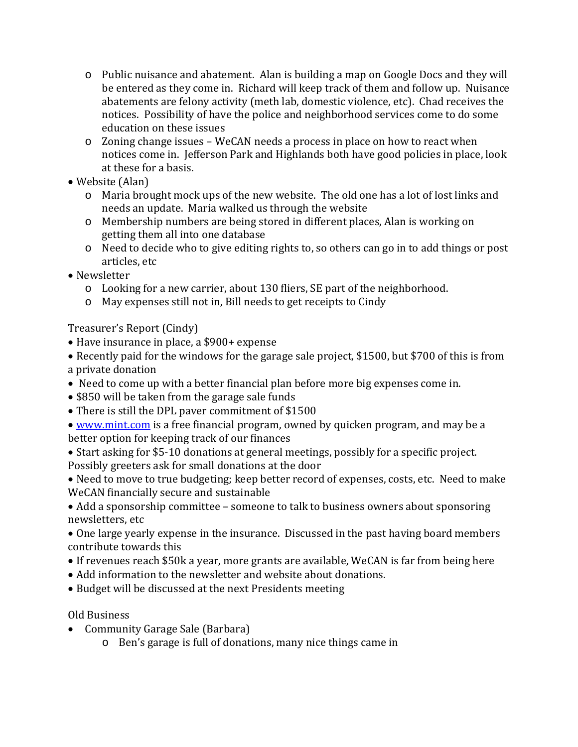- Public nuisance and abatement. Alan is building a map on Google Docs and they will be entered as they come in. Richard will keep track of them and follow up. Nuisance abatements are felony activity (meth lab, domestic violence, etc). Chad receives the notices. Possibility of have the police and neighborhood services come to do some education on these issues
  - Zoning change issues – WeCAN needs a process in place on how to react when notices come in. Jefferson Park and Highlands both have good policies in place, look at these for a basis.
- Website (Alan)
  - Maria brought mock ups of the new website. The old one has a lot of lost links and needs an update. Maria walked us through the website
  - Membership numbers are being stored in different places, Alan is working on getting them all into one database
  - Need to decide who to give editing rights to, so others can go in to add things or post articles, etc
- Newsletter
  - Looking for a new carrier, about 130 fliers, SE part of the neighborhood.
  - May expenses still not in, Bill needs to get receipts to Cindy

Treasurer's Report (Cindy)

- Have insurance in place, a $900+ expense
- Recently paid for the windows for the garage sale project, $1500, but $700 of this is from a private donation
- Need to come up with a better financial plan before more big expenses come in.
- $850 will be taken from the garage sale funds
- There is still the DPL paver commitment of $1500
- www.mint.com is a free financial program, owned by quicken program, and may be a better option for keeping track of our finances
- Start asking for $5-10 donations at general meetings, possibly for a specific project. Possibly greeters ask for small donations at the door
- Need to move to true budgeting; keep better record of expenses, costs, etc. Need to make WeCAN financially secure and sustainable
- Add a sponsorship committee – someone to talk to business owners about sponsoring newsletters, etc
- One large yearly expense in the insurance. Discussed in the past having board members contribute towards this
- If revenues reach $50k a year, more grants are available, WeCAN is far from being here
- Add information to the newsletter and website about donations.
- Budget will be discussed at the next Presidents meeting

Old Business

- Community Garage Sale (Barbara)
  - Ben's garage is full of donations, many nice things came in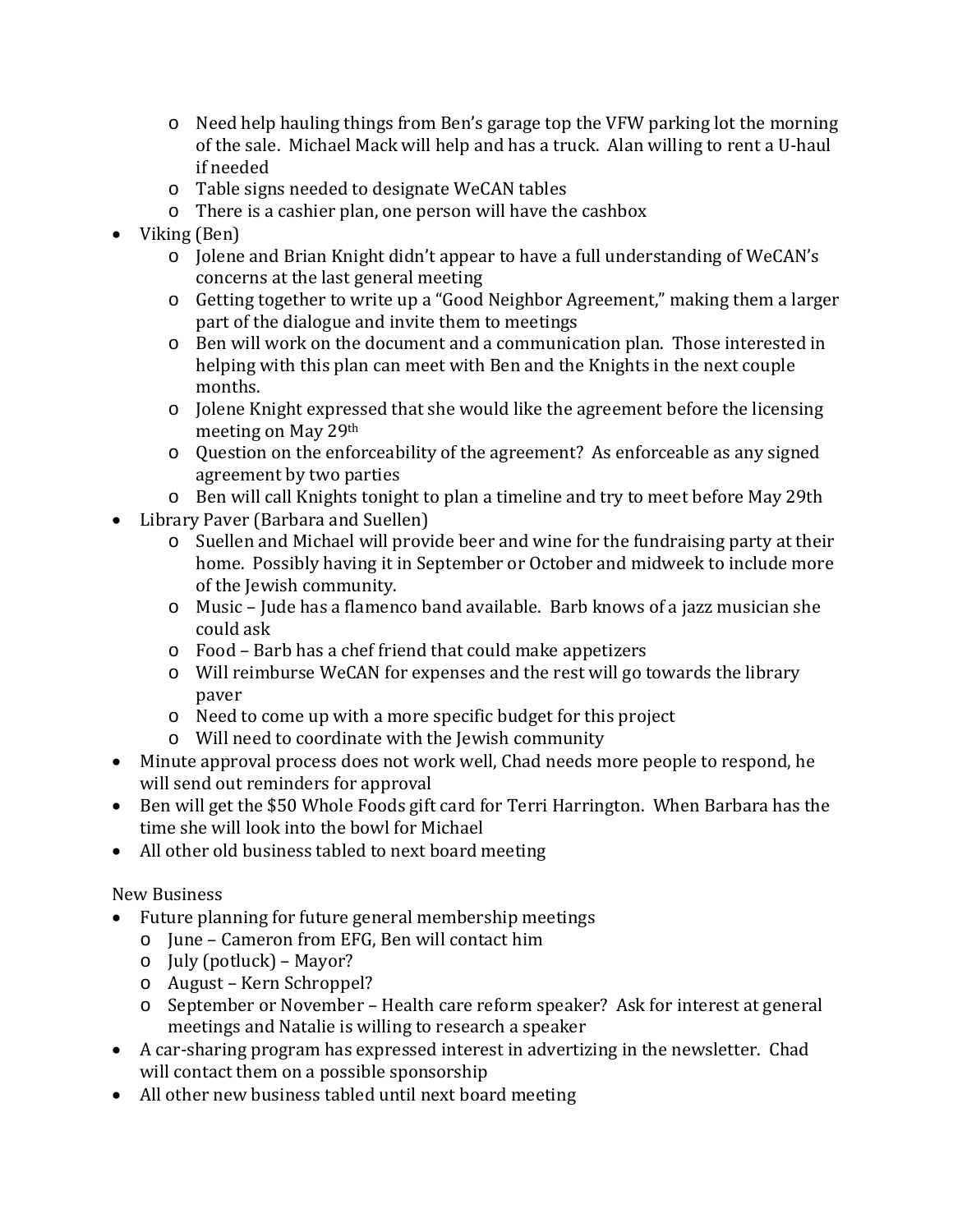- Need help hauling things from Ben's garage top the VFW parking lot the morning of the sale. Michael Mack will help and has a truck. Alan willing to rent a U-haul if needed
  - Table signs needed to designate WeCAN tables
  - There is a cashier plan, one person will have the cashbox
- Viking (Ben)
  - Jolene and Brian Knight didn't appear to have a full understanding of WeCAN's concerns at the last general meeting
  - Getting together to write up a "Good Neighbor Agreement," making them a larger part of the dialogue and invite them to meetings
  - Ben will work on the document and a communication plan. Those interested in helping with this plan can meet with Ben and the Knights in the next couple months.
  - Jolene Knight expressed that she would like the agreement before the licensing meeting on May 29th
  - Question on the enforceability of the agreement? As enforceable as any signed agreement by two parties
  - Ben will call Knights tonight to plan a timeline and try to meet before May 29th
- Library Paver (Barbara and Suellen)
  - Suellen and Michael will provide beer and wine for the fundraising party at their home. Possibly having it in September or October and midweek to include more of the Jewish community.
  - Music – Jude has a flamenco band available. Barb knows of a jazz musician she could ask
  - Food – Barb has a chef friend that could make appetizers
  - Will reimburse WeCAN for expenses and the rest will go towards the library paver
  - Need to come up with a more specific budget for this project
  - Will need to coordinate with the Jewish community
- Minute approval process does not work well, Chad needs more people to respond, he will send out reminders for approval
- Ben will get the $50 Whole Foods gift card for Terri Harrington. When Barbara has the time she will look into the bowl for Michael
- All other old business tabled to next board meeting

New Business

- Future planning for future general membership meetings
  - June – Cameron from EFG, Ben will contact him
  - July (potluck) – Mayor?
  - August – Kern Schroppel?
  - September or November – Health care reform speaker? Ask for interest at general meetings and Natalie is willing to research a speaker
- A car-sharing program has expressed interest in advertizing in the newsletter. Chad will contact them on a possible sponsorship
- All other new business tabled until next board meeting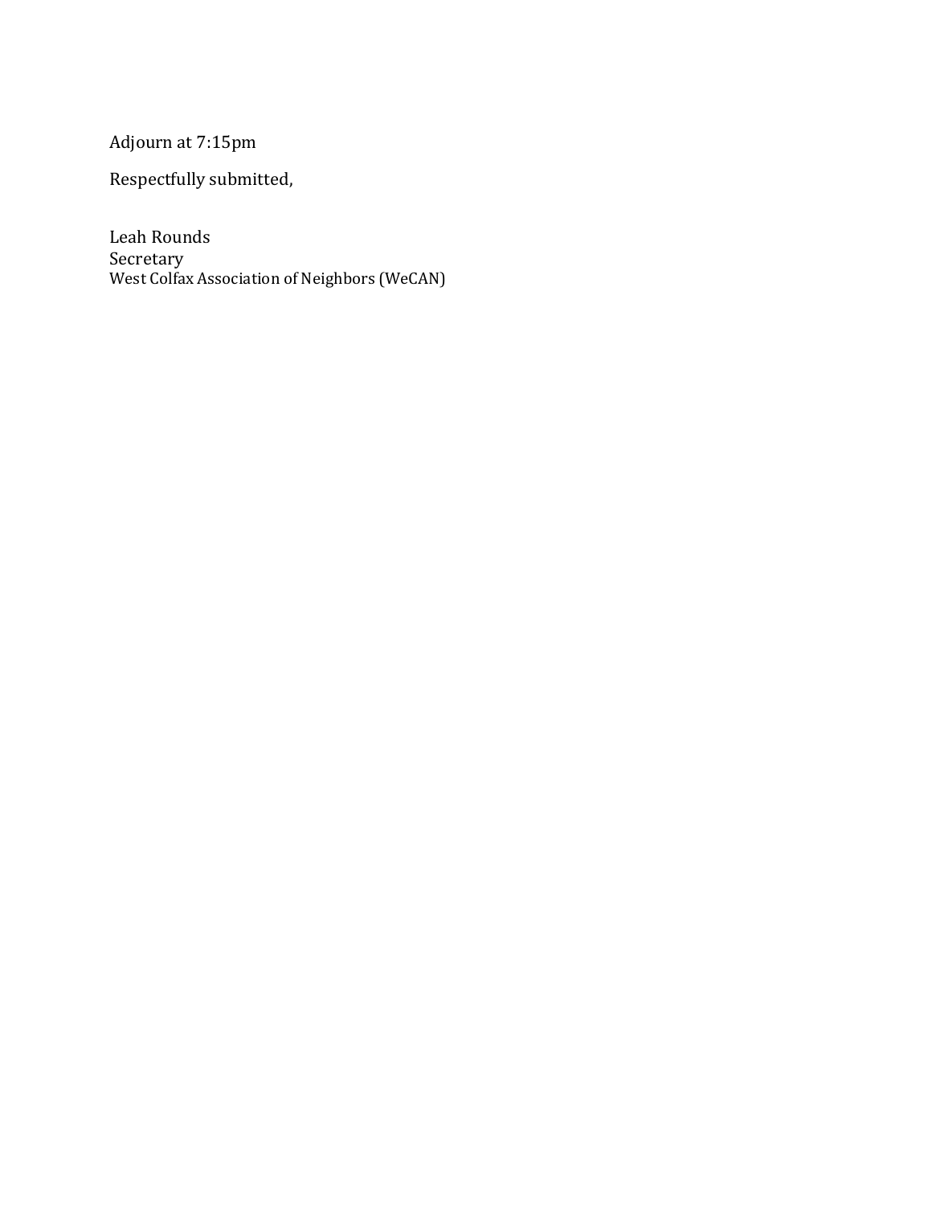Adjourn at 7:15pm

Respectfully submitted,

Leah Rounds  
Secretary  
West Colfax Association of Neighbors (WeCAN)